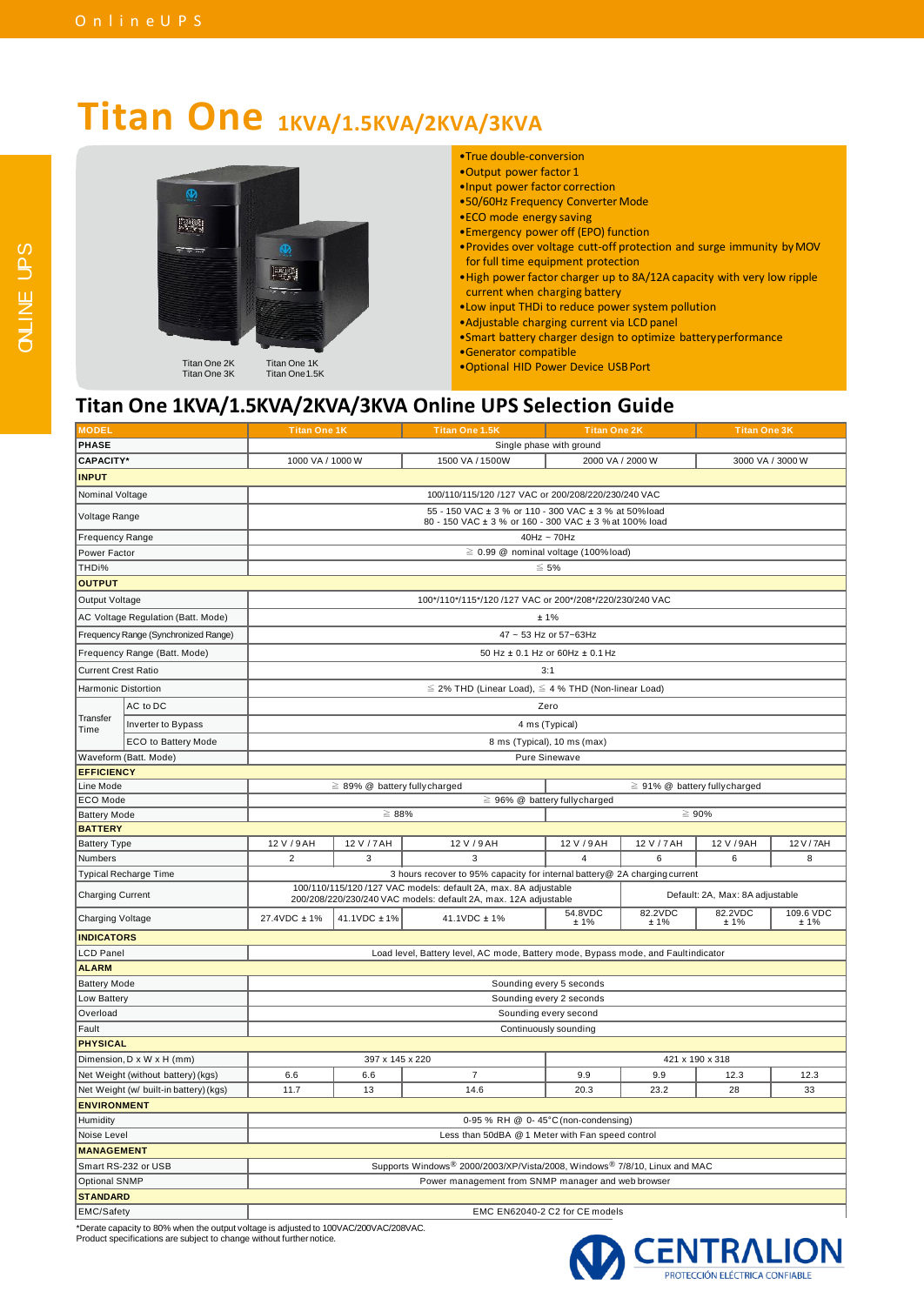# Titan One 1KVA/1.5KVA/2KVA/3KVA

Titan One 2K
Titan One 3K

Titan One 1K
Titan One1.5K

- True double-conversion
- Output power factor 1
- Input power factor correction
- 50/60Hz Frequency Converter Mode
- ECO mode energy saving
- Emergency power off (EPO) function
- Provides over voltage cutt-off protection and surge immunity by MOV for full time equipment protection
- High power factor charger up to 8A/12A capacity with very low ripple current when charging battery
- Low input THDi to reduce power system pollution
- Adjustable charging current via LCD panel
- Smart battery charger design to optimize battery performance
- Generator compatible
- Optional HID Power Device USB Port

## Titan One 1KVA/1.5KVA/2KVA/3KVA Online UPS Selection Guide

| MODEL | | Titan One 1K | | Titan One 1.5K | Titan One 2K | | Titan One 3K | |
|---|---|---|---|---|---|---|---|---|
| PHASE | | Single phase with ground | | | | | | |
| CAPACITY* | | 1000 VA / 1000 W | | 1500 VA / 1500W | 2000 VA / 2000 W | | 3000 VA / 3000 W | |
| **INPUT** | | | | | | | | |
| Nominal Voltage | | 100/110/115/120 /127 VAC or 200/208/220/230/240 VAC | | | | | | |
| Voltage Range | | 55 - 150 VAC ± 3 % or 110 - 300 VAC ± 3 % at 50%load<br>80 - 150 VAC ± 3 % or 160 - 300 VAC ± 3 % at 100% load | | | | | | |
| Frequency Range | | 40Hz ~ 70Hz | | | | | | |
| Power Factor | | ≧ 0.99 @ nominal voltage (100%load) | | | | | | |
| THDi% | | ≦ 5% | | | | | | |
| **OUTPUT** | | | | | | | | |
| Output Voltage | | 100*/110*/115*/120 /127 VAC or 200*/208*/220/230/240 VAC | | | | | | |
| AC Voltage Regulation (Batt. Mode) | | ± 1% | | | | | | |
| Frequency Range (Synchronized Range) | | 47 ~ 53 Hz or 57~63Hz | | | | | | |
| Frequency Range (Batt. Mode) | | 50 Hz ± 0.1 Hz or 60Hz ± 0.1 Hz | | | | | | |
| Current Crest Ratio | | 3:1 | | | | | | |
| Harmonic Distortion | | ≦ 2% THD (Linear Load), ≦ 4 % THD (Non-linear Load) | | | | | | |
| Transfer Time | AC to DC | Zero | | | | | | |
| | Inverter to Bypass | 4 ms (Typical) | | | | | | |
| | ECO to Battery Mode | 8 ms (Typical), 10 ms (max) | | | | | | |
| Waveform (Batt. Mode) | | Pure Sinewave | | | | | | |
| **EFFICIENCY** | | | | | | | | |
| Line Mode | | ≧ 89% @ battery fully charged | | | ≧ 91% @ battery fully charged | | | |
| ECO Mode | | ≧ 96% @ battery fully charged | | | | | | |
| Battery Mode | | ≧ 88% | | | ≧ 90% | | | |
| **BATTERY** | | | | | | | | |
| Battery Type | | 12 V / 9 AH | 12 V / 7 AH | 12 V / 9 AH | 12 V / 9 AH | 12 V / 7 AH | 12 V / 9AH | 12 V / 7AH |
| Numbers | | 2 | 3 | 3 | 4 | 6 | 6 | 8 |
| Typical Recharge Time | | 3 hours recover to 95% capacity for internal battery@ 2A charging current | | | | | | |
| Charging Current | | 100/110/115/120 /127 VAC models: default 2A, max. 8A adjustable<br>200/208/220/230/240 VAC models: default 2A, max. 12A adjustable | | | | Default: 2A, Max: 8A adjustable | | |
| Charging Voltage | | 27.4VDC ± 1% | 41.1VDC ± 1% | 41.1VDC ± 1% | 54.8VDC ± 1% | 82.2VDC ± 1% | 82.2VDC ± 1% | 109.6 VDC ± 1% |
| **INDICATORS** | | | | | | | | |
| LCD Panel | | Load level, Battery level, AC mode, Battery mode, Bypass mode, and Fault indicator | | | | | | |
| **ALARM** | | | | | | | | |
| Battery Mode | | Sounding every 5 seconds | | | | | | |
| Low Battery | | Sounding every 2 seconds | | | | | | |
| Overload | | Sounding every second | | | | | | |
| Fault | | Continuously sounding | | | | | | |
| **PHYSICAL** | | | | | | | | |
| Dimension, D x W x H (mm) | | 397 x 145 x 220 | | | 421 x 190 x 318 | | | |
| Net Weight (without battery) (kgs) | | 6.6 | 6.6 | 7 | 9.9 | 9.9 | 12.3 | 12.3 |
| Net Weight (w/ built-in battery) (kgs) | | 11.7 | 13 | 14.6 | 20.3 | 23.2 | 28 | 33 |
| **ENVIRONMENT** | | | | | | | | |
| Humidity | | 0-95 % RH @ 0- 45°C (non-condensing) | | | | | | |
| Noise Level | | Less than 50dBA @ 1 Meter with Fan speed control | | | | | | |
| **MANAGEMENT** | | | | | | | | |
| Smart RS-232 or USB | | Supports Windows® 2000/2003/XP/Vista/2008, Windows® 7/8/10, Linux and MAC | | | | | | |
| Optional SNMP | | Power management from SNMP manager and web browser | | | | | | |
| **STANDARD** | | | | | | | | |
| EMC/Safety | | EMC EN62040-2 C2 for CE models | | | | | | |

*Derate capacity to 80% when the output voltage is adjusted to 100VAC/200VAC/208VAC.
Product specifications are subject to change without further notice.

CENTRALION
PROTECCIÓN ELÉCTRICA CONFIABLE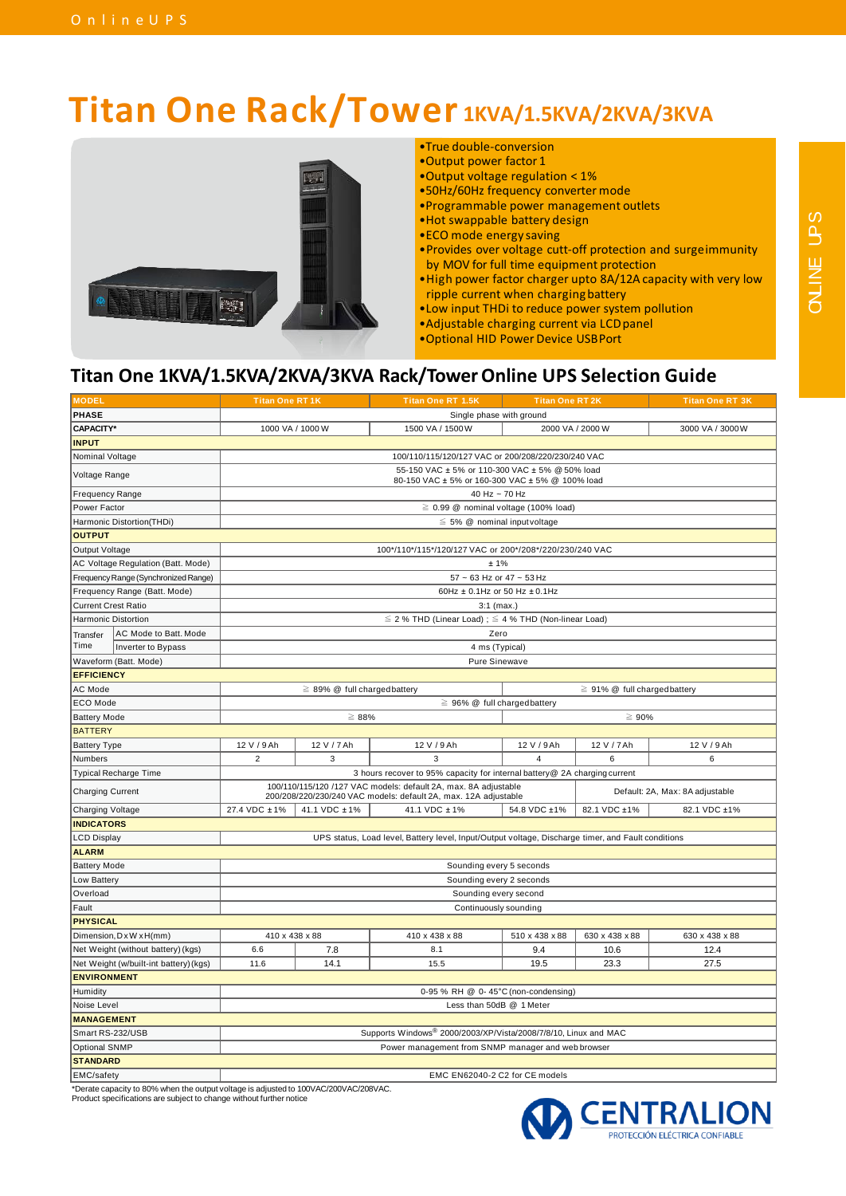# Titan One Rack/Tower 1KVA/1.5KVA/2KVA/3KVA

- True double-conversion
- Output power factor 1
- Output voltage regulation < 1%
- 50Hz/60Hz frequency converter mode
- Programmable power management outlets
- Hot swappable battery design
- ECO mode energy saving
- Provides over voltage cutt-off protection and surge immunity by MOV for full time equipment protection
- High power factor charger upto 8A/12A capacity with very low ripple current when charging battery
- Low input THDi to reduce power system pollution
- Adjustable charging current via LCD panel
- Optional HID Power Device USB Port

## Titan One 1KVA/1.5KVA/2KVA/3KVA Rack/Tower Online UPS Selection Guide

| MODEL | | Titan One RT 1K | | Titan One RT 1.5K | Titan One RT 2K | | Titan One RT 3K |
|---|---|---|---|---|---|---|---|
| PHASE | | Single phase with ground | | | | | |
| CAPACITY* | | 1000 VA / 1000 W | | 1500 VA / 1500 W | 2000 VA / 2000 W | | 3000 VA / 3000 W |
| **INPUT** | | | | | | | |
| Nominal Voltage | | 100/110/115/120/127 VAC or 200/208/220/230/240 VAC | | | | | |
| Voltage Range | | 55-150 VAC ± 5% or 110-300 VAC ± 5% @ 50% load<br>80-150 VAC ± 5% or 160-300 VAC ± 5% @ 100% load | | | | | |
| Frequency Range | | 40 Hz ~ 70 Hz | | | | | |
| Power Factor | | ≧ 0.99 @ nominal voltage (100% load) | | | | | |
| Harmonic Distortion(THDi) | | ≦ 5% @ nominal input voltage | | | | | |
| **OUTPUT** | | | | | | | |
| Output Voltage | | 100*/110*/115*/120/127 VAC or 200*/208*/220/230/240 VAC | | | | | |
| AC Voltage Regulation (Batt. Mode) | | ± 1% | | | | | |
| Frequency Range (Synchronized Range) | | 57 ~ 63 Hz or 47 ~ 53 Hz | | | | | |
| Frequency Range (Batt. Mode) | | 60Hz ± 0.1Hz or 50 Hz ± 0.1Hz | | | | | |
| Current Crest Ratio | | 3:1 (max.) | | | | | |
| Harmonic Distortion | | ≦ 2 % THD (Linear Load) ; ≦ 4 % THD (Non-linear Load) | | | | | |
| Transfer Time | AC Mode to Batt. Mode | Zero | | | | | |
| | Inverter to Bypass | 4 ms (Typical) | | | | | |
| Waveform (Batt. Mode) | | Pure Sinewave | | | | | |
| **EFFICIENCY** | | | | | | | |
| AC Mode | | ≧ 89% @ full charged battery | | | ≧ 91% @ full charged battery | | |
| ECO Mode | | ≧ 96% @ full charged battery | | | | | |
| Battery Mode | | ≧ 88% | | | ≧ 90% | | |
| **BATTERY** | | | | | | | |
| Battery Type | | 12 V / 9 Ah | 12 V / 7 Ah | 12 V / 9 Ah | 12 V / 9 Ah | 12 V / 7 Ah | 12 V / 9 Ah |
| Numbers | | 2 | 3 | 3 | 4 | 6 | 6 |
| Typical Recharge Time | | 3 hours recover to 95% capacity for internal battery@ 2A charging current | | | | | |
| Charging Current | | 100/110/115/120 /127 VAC models: default 2A, max. 8A adjustable<br>200/208/220/230/240 VAC models: default 2A, max. 12A adjustable | | | | Default: 2A, Max: 8A adjustable | |
| Charging Voltage | | 27.4 VDC ±1% | 41.1 VDC ±1% | 41.1 VDC ±1% | 54.8 VDC ±1% | 82.1 VDC ±1% | 82.1 VDC ±1% |
| **INDICATORS** | | | | | | | |
| LCD Display | | UPS status, Load level, Battery level, Input/Output voltage, Discharge timer, and Fault conditions | | | | | |
| **ALARM** | | | | | | | |
| Battery Mode | | Sounding every 5 seconds | | | | | |
| Low Battery | | Sounding every 2 seconds | | | | | |
| Overload | | Sounding every second | | | | | |
| Fault | | Continuously sounding | | | | | |
| **PHYSICAL** | | | | | | | |
| Dimension, D x W x H(mm) | | 410 x 438 x 88 | | 410 x 438 x 88 | 510 x 438 x 88 | 630 x 438 x 88 | 630 x 438 x 88 |
| Net Weight (without battery) (kgs) | | 6.6 | 7.8 | 8.1 | 9.4 | 10.6 | 12.4 |
| Net Weight (w/built-int battery) (kgs) | | 11.6 | 14.1 | 15.5 | 19.5 | 23.3 | 27.5 |
| **ENVIRONMENT** | | | | | | | |
| Humidity | | 0-95 % RH @ 0- 45°C (non-condensing) | | | | | |
| Noise Level | | Less than 50dB @ 1 Meter | | | | | |
| **MANAGEMENT** | | | | | | | |
| Smart RS-232/USB | | Supports Windows® 2000/2003/XP/Vista/2008/7/8/10, Linux and MAC | | | | | |
| Optional SNMP | | Power management from SNMP manager and web browser | | | | | |
| **STANDARD** | | | | | | | |
| EMC/safety | | EMC EN62040-2 C2 for CE models | | | | | |

*Derate capacity to 80% when the output voltage is adjusted to 100VAC/200VAC/208VAC.
Product specifications are subject to change without further notice

CENTRALION
PROTECCIÓN ELÉCTRICA CONFIABLE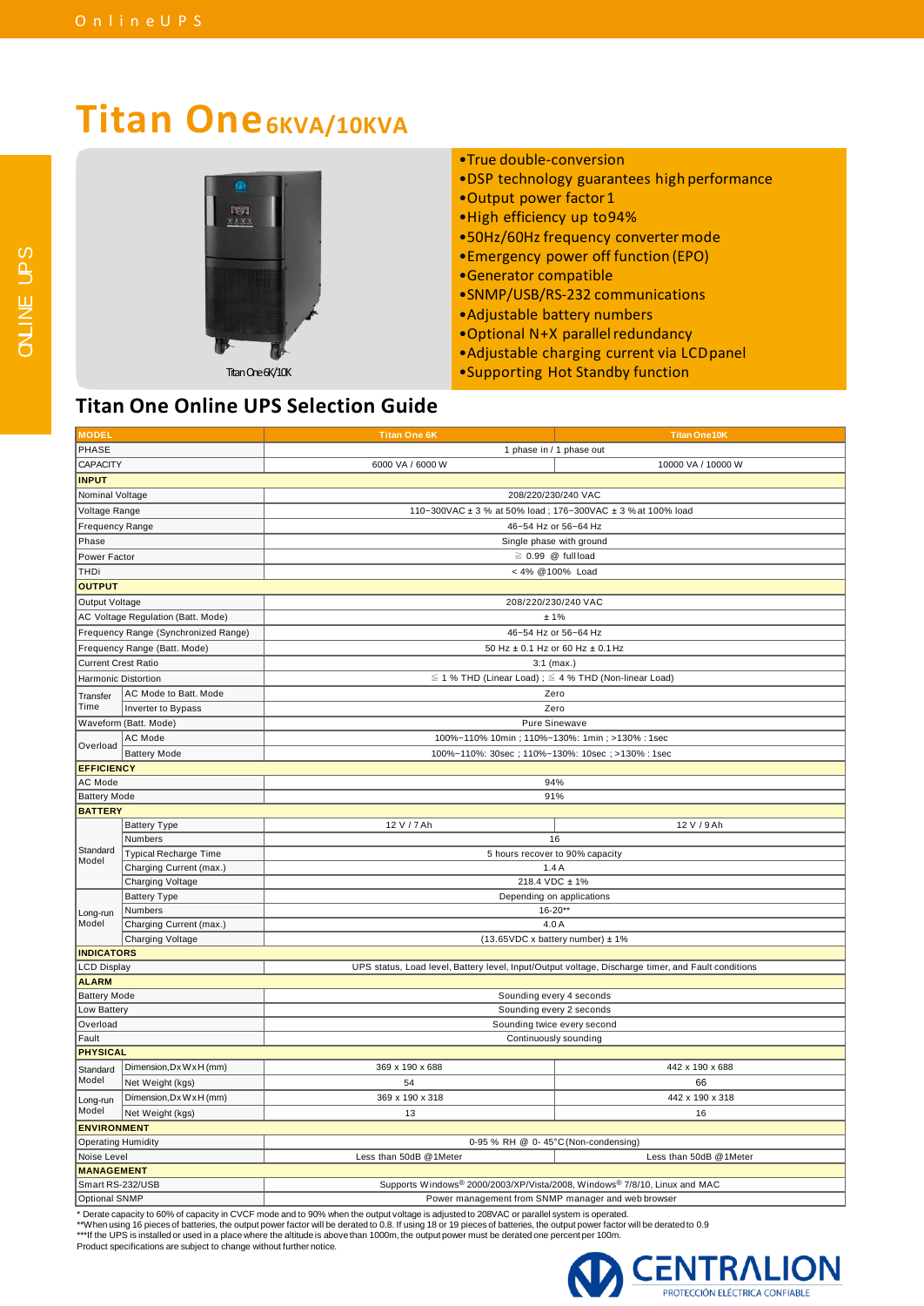# Titan One 6KVA/10KVA

Titan One 6K/10K

- •True double-conversion
- •DSP technology guarantees high performance
- •Output power factor 1
- •High efficiency up to94%
- •50Hz/60Hz frequency converter mode
- •Emergency power off function (EPO)
- •Generator compatible
- •SNMP/USB/RS-232 communications
- •Adjustable battery numbers
- •Optional N+X parallel redundancy
- •Adjustable charging current via LCD panel
- •Supporting Hot Standby function

## Titan One Online UPS Selection Guide

| MODEL | | Titan One 6K | Titan One10K |
|---|---|---|---|
| PHASE | | 1 phase in / 1 phase out | |
| CAPACITY | | 6000 VA / 6000 W | 10000 VA / 10000 W |
| **INPUT** | | | |
| Nominal Voltage | | 208/220/230/240 VAC | |
| Voltage Range | | 110~300VAC ± 3 % at 50% load ; 176~300VAC ± 3 % at 100% load | |
| Frequency Range | | 46~54 Hz or 56~64 Hz | |
| Phase | | Single phase with ground | |
| Power Factor | | ≧ 0.99 @ full load | |
| THDi | | < 4% @100% Load | |
| **OUTPUT** | | | |
| Output Voltage | | 208/220/230/240 VAC | |
| AC Voltage Regulation (Batt. Mode) | | ± 1% | |
| Frequency Range (Synchronized Range) | | 46~54 Hz or 56~64 Hz | |
| Frequency Range (Batt. Mode) | | 50 Hz ± 0.1 Hz or 60 Hz ± 0.1 Hz | |
| Current Crest Ratio | | 3:1 (max.) | |
| Harmonic Distortion | | ≦ 1 % THD (Linear Load) ; ≦ 4 % THD (Non-linear Load) | |
| Transfer Time | AC Mode to Batt. Mode | Zero | |
| | Inverter to Bypass | Zero | |
| Waveform (Batt. Mode) | | Pure Sinewave | |
| Overload | AC Mode | 100%~110% 10min ; 110%~130%: 1min ; >130% : 1sec | |
| | Battery Mode | 100%~110%: 30sec ; 110%~130%: 10sec ; >130% : 1sec | |
| **EFFICIENCY** | | | |
| AC Mode | | 94% | |
| Battery Mode | | 91% | |
| **BATTERY** | | | |
| Standard Model | Battery Type | 12 V / 7 Ah | 12 V / 9 Ah |
| | Numbers | 16 | |
| | Typical Recharge Time | 5 hours recover to 90% capacity | |
| | Charging Current (max.) | 1.4 A | |
| | Charging Voltage | 218.4 VDC ± 1% | |
| Long-run Model | Battery Type | Depending on applications | |
| | Numbers | 16-20** | |
| | Charging Current (max.) | 4.0 A | |
| | Charging Voltage | (13.65VDC x battery number) ± 1% | |
| **INDICATORS** | | | |
| LCD Display | | UPS status, Load level, Battery level, Input/Output voltage, Discharge timer, and Fault conditions | |
| **ALARM** | | | |
| Battery Mode | | Sounding every 4 seconds | |
| Low Battery | | Sounding every 2 seconds | |
| Overload | | Sounding twice every second | |
| Fault | | Continuously sounding | |
| **PHYSICAL** | | | |
| Standard Model | Dimension, D x W x H (mm) | 369 x 190 x 688 | 442 x 190 x 688 |
| | Net Weight (kgs) | 54 | 66 |
| Long-run Model | Dimension, D x W x H (mm) | 369 x 190 x 318 | 442 x 190 x 318 |
| | Net Weight (kgs) | 13 | 16 |
| **ENVIRONMENT** | | | |
| Operating Humidity | | 0-95 % RH @ 0- 45°C (Non-condensing) | |
| Noise Level | | Less than 50dB @1Meter | Less than 50dB @1Meter |
| **MANAGEMENT** | | | |
| Smart RS-232/USB | | Supports Windows® 2000/2003/XP/Vista/2008, Windows® 7/8/10, Linux and MAC | |
| Optional SNMP | | Power management from SNMP manager and web browser | |

* Derate capacity to 60% of capacity in CVCF mode and to 90% when the output voltage is adjusted to 208VAC or parallel system is operated.
**When using 16 pieces of batteries, the output power factor will be derated to 0.8. If using 18 or 19 pieces of batteries, the output power factor will be derated to 0.9
***If the UPS is installed or used in a place where the altitude is above than 1000m, the output power must be derated one percent per 100m.
Product specifications are subject to change without further notice.

CENTRALION
PROTECCIÓN ELÉCTRICA CONFIABLE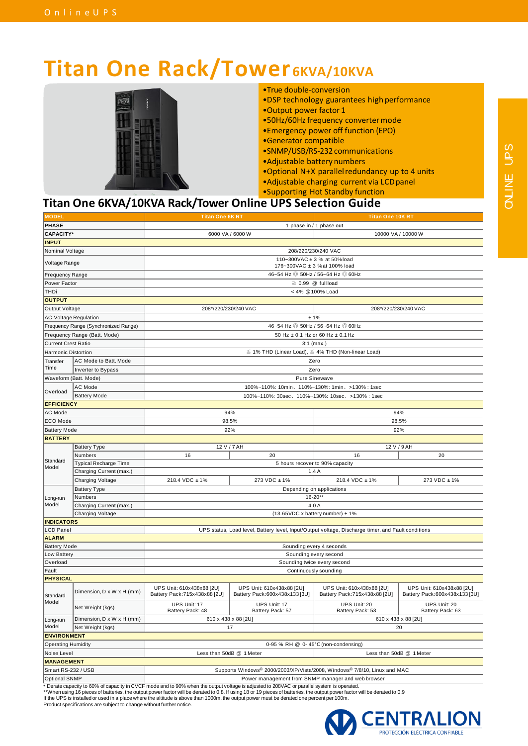# Titan One Rack/Tower 6KVA/10KVA

- •True double-conversion
- •DSP technology guarantees high performance
- •Output power factor 1
- •50Hz/60Hz frequency converter mode
- •Emergency power off function (EPO)
- •Generator compatible
- •SNMP/USB/RS-232 communications
- •Adjustable battery numbers
- •Optional N+X parallel redundancy up to 4 units
- •Adjustable charging current via LCD panel
- •Supporting Hot Standby function

## Titan One 6KVA/10KVA Rack/Tower Online UPS Selection Guide

| MODEL | | Titan One 6K RT | | Titan One 10K RT | |
|---|---|---|---|---|---|
| PHASE | | 1 phase in / 1 phase out | | | |
| CAPACITY* | | 6000 VA / 6000 W | | 10000 VA / 10000 W | |
| **INPUT** | | | | | |
| Nominal Voltage | | 208/220/230/240 VAC | | | |
| Voltage Range | | 110~300VAC ± 3 % at 50% load<br>176~300VAC ± 3 % at 100% load | | | |
| Frequency Range | | 46~54 Hz ◎ 50Hz / 56~64 Hz ◎ 60Hz | | | |
| Power Factor | | ≧ 0.99 @ full load | | | |
| THDi | | < 4% @100% Load | | | |
| **OUTPUT** | | | | | |
| Output Voltage | | 208*/220/230/240 VAC | | 208*/220/230/240 VAC | |
| AC Voltage Regulation | | ± 1% | | | |
| Frequency Range (Synchronized Range) | | 46~54 Hz ◎ 50Hz / 56~64 Hz ◎ 60Hz | | | |
| Frequency Range (Batt. Mode) | | 50 Hz ± 0.1 Hz or 60 Hz ± 0.1 Hz | | | |
| Current Crest Ratio | | 3:1 (max.) | | | |
| Harmonic Distortion | | ≦ 1% THD (Linear Load), ≦ 4% THD (Non-linear Load) | | | |
| Transfer Time | AC Mode to Batt. Mode | Zero | | | |
| | Inverter to Bypass | Zero | | | |
| Waveform (Batt. Mode) | | Pure Sinewave | | | |
| Overload | AC Mode | 100%~110%: 10min、110%~130%: 1min、>130% : 1sec | | | |
| | Battery Mode | 100%~110%: 30sec、110%~130%: 10sec、>130% : 1sec | | | |
| **EFFICIENCY** | | | | | |
| AC Mode | | 94% | | 94% | |
| ECO Mode | | 98.5% | | 98.5% | |
| Battery Mode | | 92% | | 92% | |
| **BATTERY** | | | | | |
| Standard Model | Battery Type | 12 V / 7 AH | | 12 V / 9 AH | |
| | Numbers | 16 | 20 | 16 | 20 |
| | Typical Recharge Time | 5 hours recover to 90% capacity | | | |
| | Charging Current (max.) | 1.4 A | | | |
| | Charging Voltage | 218.4 VDC ± 1% | 273 VDC ± 1% | 218.4 VDC ± 1% | 273 VDC ± 1% |
| Long-run Model | Battery Type | Depending on applications | | | |
| | Numbers | 16-20** | | | |
| | Charging Current (max.) | 4.0 A | | | |
| | Charging Voltage | (13.65VDC x battery number) ± 1% | | | |
| **INDICATORS** | | | | | |
| LCD Panel | | UPS status, Load level, Battery level, Input/Output voltage, Discharge timer, and Fault conditions | | | |
| **ALARM** | | | | | |
| Battery Mode | | Sounding every 4 seconds | | | |
| Low Battery | | Sounding every second | | | |
| Overload | | Sounding twice every second | | | |
| Fault | | Continuously sounding | | | |
| **PHYSICAL** | | | | | |
| Standard Model | Dimension, D x W x H (mm) | UPS Unit: 610x438x88 [2U]<br>Battery Pack:715x438x88 [2U] | UPS Unit: 610x438x88 [2U]<br>Battery Pack:600x438x133 [3U] | UPS Unit: 610x438x88 [2U]<br>Battery Pack:715x438x88 [2U] | UPS Unit: 610x438x88 [2U]<br>Battery Pack:600x438x133 [3U] |
| | Net Weight (kgs) | UPS Unit: 17<br>Battery Pack: 48 | UPS Unit: 17<br>Battery Pack: 57 | UPS Unit: 20<br>Battery Pack: 53 | UPS Unit: 20<br>Battery Pack: 63 |
| Long-run Model | Dimension, D x W x H (mm) | 610 x 438 x 88 [2U] | | 610 x 438 x 88 [2U] | |
| | Net Weight (kgs) | 17 | | 20 | |
| **ENVIRONMENT** | | | | | |
| Operating Humidity | | 0-95 % RH @ 0- 45°C (non-condensing) | | | |
| Noise Level | | Less than 50dB @ 1 Meter | | Less than 50dB @ 1 Meter | |
| **MANAGEMENT** | | | | | |
| Smart RS-232 / USB | | Supports Windows® 2000/2003/XP/Vista/2008, Windows® 7/8/10, Linux and MAC | | | |
| Optional SNMP | | Power management from SNMP manager and web browser | | | |

\* Derate capacity to 60% of capacity in CVCF mode and to 90% when the output voltage is adjusted to 208VAC or parallel system is operated.
**When using 16 pieces of batteries, the output power factor will be derated to 0.8. If using 18 or 19 pieces of batteries, the output power factor will be derated to 0.9
If the UPS is installed or used in a place where the altitude is above than 1000m, the output power must be derated one percent per 100m.
Product specifications are subject to change without further notice.

CENTRALION
PROTECCIÓN ELÉCTRICA CONFIABLE